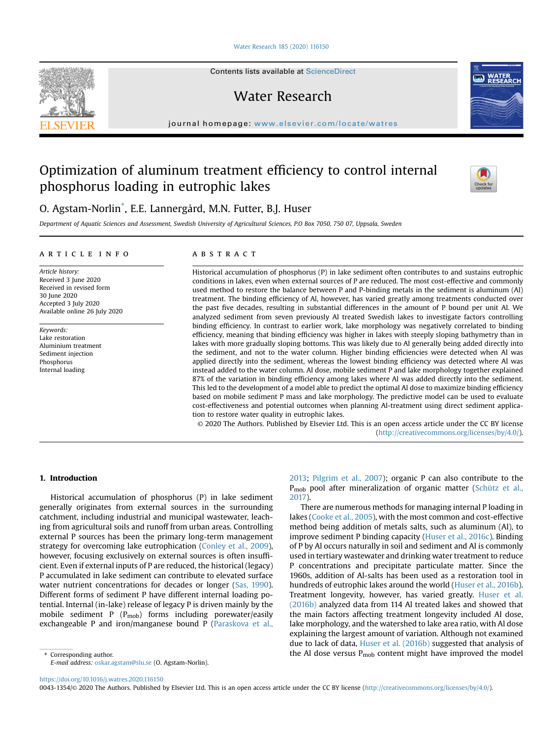# Optimization of aluminum treatment efficiency to control internal phosphorus loading in eutrophic lakes

O. Agstam-Norlin*, E.E. Lannergård, M.N. Futter, B.J. Huser

*Department of Aquatic Sciences and Assessment, Swedish University of Agricultural Sciences, P.O Box 7050, 750 07, Uppsala, Sweden*

## ARTICLE INFO

*Article history:*
Received 3 June 2020
Received in revised form
30 June 2020
Accepted 3 July 2020
Available online 26 July 2020

*Keywords:*
Lake restoration
Aluminium treatment
Sediment injection
Phosphorus
Internal loading

## ABSTRACT

Historical accumulation of phosphorus (P) in lake sediment often contributes to and sustains eutrophic conditions in lakes, even when external sources of P are reduced. The most cost-effective and commonly used method to restore the balance between P and P-binding metals in the sediment is aluminum (Al) treatment. The binding efficiency of Al, however, has varied greatly among treatments conducted over the past five decades, resulting in substantial differences in the amount of P bound per unit Al. We analyzed sediment from seven previously Al treated Swedish lakes to investigate factors controlling binding efficiency. In contrast to earlier work, lake morphology was negatively correlated to binding efficiency, meaning that binding efficiency was higher in lakes with steeply sloping bathymetry than in lakes with more gradually sloping bottoms. This was likely due to Al generally being added directly into the sediment, and not to the water column. Higher binding efficiencies were detected when Al was applied directly into the sediment, whereas the lowest binding efficiency was detected where Al was instead added to the water column. Al dose, mobile sediment P and lake morphology together explained 87% of the variation in binding efficiency among lakes where Al was added directly into the sediment. This led to the development of a model able to predict the optimal Al dose to maximize binding efficiency based on mobile sediment P mass and lake morphology. The predictive model can be used to evaluate cost-effectiveness and potential outcomes when planning Al-treatment using direct sediment application to restore water quality in eutrophic lakes.

© 2020 The Authors. Published by Elsevier Ltd. This is an open access article under the CC BY license (http://creativecommons.org/licenses/by/4.0/).

## 1. Introduction

Historical accumulation of phosphorus (P) in lake sediment generally originates from external sources in the surrounding catchment, including industrial and municipal wastewater, leaching from agricultural soils and runoff from urban areas. Controlling external P sources has been the primary long-term management strategy for overcoming lake eutrophication (Conley et al., 2009), however, focusing exclusively on external sources is often insufficient. Even if external inputs of P are reduced, the historical (legacy) P accumulated in lake sediment can contribute to elevated surface water nutrient concentrations for decades or longer (Sas, 1990). Different forms of sediment P have different internal loading potential. Internal (in-lake) release of legacy P is driven mainly by the mobile sediment P ($P_{mob}$) forms including porewater/easily exchangeable P and iron/manganese bound P (Paraskova et al., 2013; Pilgrim et al., 2007); organic P can also contribute to the $P_{mob}$ pool after mineralization of organic matter (Schütz et al., 2017).

There are numerous methods for managing internal P loading in lakes (Cooke et al., 2005), with the most common and cost-effective method being addition of metals salts, such as aluminum (Al), to improve sediment P binding capacity (Huser et al., 2016c). Binding of P by Al occurs naturally in soil and sediment and Al is commonly used in tertiary wastewater and drinking water treatment to reduce P concentrations and precipitate particulate matter. Since the 1960s, addition of Al-salts has been used as a restoration tool in hundreds of eutrophic lakes around the world (Huser et al., 2016b). Treatment longevity, however, has varied greatly. Huser et al. (2016b) analyzed data from 114 Al treated lakes and showed that the main factors affecting treatment longevity included Al dose, lake morphology, and the watershed to lake area ratio, with Al dose explaining the largest amount of variation. Although not examined due to lack of data, Huser et al. (2016b) suggested that analysis of the Al dose versus $P_{mob}$ content might have improved the model

---

* Corresponding author.
E-mail address: oskar.agstam@slu.se (O. Agstam-Norlin).

https://doi.org/10.1016/j.watres.2020.116150
0043-1354/© 2020 The Authors. Published by Elsevier Ltd. This is an open access article under the CC BY license (http://creativecommons.org/licenses/by/4.0/).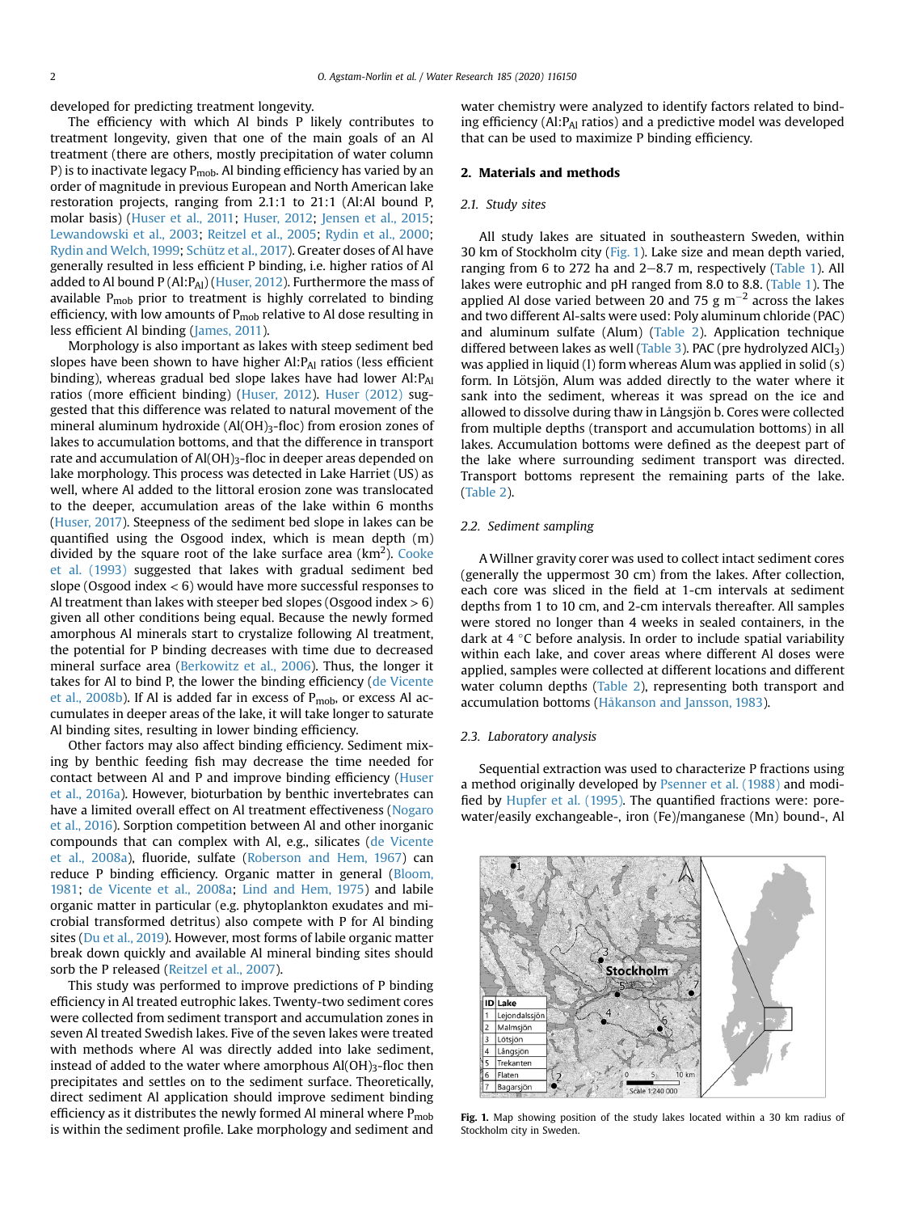developed for predicting treatment longevity.

The efficiency with which Al binds P likely contributes to treatment longevity, given that one of the main goals of an Al treatment (there are others, mostly precipitation of water column P) is to inactivate legacy $P_{mob}$. Al binding efficiency has varied by an order of magnitude in previous European and North American lake restoration projects, ranging from 2.1:1 to 21:1 (Al:Al bound P, molar basis) (Huser et al., 2011; Huser, 2012; Jensen et al., 2015; Lewandowski et al., 2003; Reitzel et al., 2005; Rydin et al., 2000; Rydin and Welch, 1999; Schütz et al., 2017). Greater doses of Al have generally resulted in less efficient P binding, i.e. higher ratios of Al added to Al bound P ($Al:P_{Al}$) (Huser, 2012). Furthermore the mass of available $P_{mob}$ prior to treatment is highly correlated to binding efficiency, with low amounts of $P_{mob}$ relative to Al dose resulting in less efficient Al binding (James, 2011).

Morphology is also important as lakes with steep sediment bed slopes have been shown to have higher $Al:P_{Al}$ ratios (less efficient binding), whereas gradual bed slope lakes have had lower $Al:P_{Al}$ ratios (more efficient binding) (Huser, 2012). Huser (2012) suggested that this difference was related to natural movement of the mineral aluminum hydroxide ($Al(OH)_3$-floc) from erosion zones of lakes to accumulation bottoms, and that the difference in transport rate and accumulation of $Al(OH)_3$-floc in deeper areas depended on lake morphology. This process was detected in Lake Harriet (US) as well, where Al added to the littoral erosion zone was translocated to the deeper, accumulation areas of the lake within 6 months (Huser, 2017). Steepness of the sediment bed slope in lakes can be quantified using the Osgood index, which is mean depth (m) divided by the square root of the lake surface area ($km^2$). Cooke et al. (1993) suggested that lakes with gradual sediment bed slope (Osgood index < 6) would have more successful responses to Al treatment than lakes with steeper bed slopes (Osgood index > 6) given all other conditions being equal. Because the newly formed amorphous Al minerals start to crystalize following Al treatment, the potential for P binding decreases with time due to decreased mineral surface area (Berkowitz et al., 2006). Thus, the longer it takes for Al to bind P, the lower the binding efficiency (de Vicente et al., 2008b). If Al is added far in excess of $P_{mob}$, or excess Al accumulates in deeper areas of the lake, it will take longer to saturate Al binding sites, resulting in lower binding efficiency.

Other factors may also affect binding efficiency. Sediment mixing by benthic feeding fish may decrease the time needed for contact between Al and P and improve binding efficiency (Huser et al., 2016a). However, bioturbation by benthic invertebrates can have a limited overall effect on Al treatment effectiveness (Nogaro et al., 2016). Sorption competition between Al and other inorganic compounds that can complex with Al, e.g., silicates (de Vicente et al., 2008a), fluoride, sulfate (Roberson and Hem, 1967) can reduce P binding efficiency. Organic matter in general (Bloom, 1981; de Vicente et al., 2008a; Lind and Hem, 1975) and labile organic matter in particular (e.g. phytoplankton exudates and microbial transformed detritus) also compete with P for Al binding sites (Du et al., 2019). However, most forms of labile organic matter break down quickly and available Al mineral binding sites should sorb the P released (Reitzel et al., 2007).

This study was performed to improve predictions of P binding efficiency in Al treated eutrophic lakes. Twenty-two sediment cores were collected from sediment transport and accumulation zones in seven Al treated Swedish lakes. Five of the seven lakes were treated with methods where Al was directly added into lake sediment, instead of added to the water where amorphous $Al(OH)_3$-floc then precipitates and settles on to the sediment surface. Theoretically, direct sediment Al application should improve sediment binding efficiency as it distributes the newly formed Al mineral where $P_{mob}$ is within the sediment profile. Lake morphology and sediment and water chemistry were analyzed to identify factors related to binding efficiency ($Al:P_{Al}$ ratios) and a predictive model was developed that can be used to maximize P binding efficiency.

## 2. Materials and methods

### 2.1. Study sites

All study lakes are situated in southeastern Sweden, within 30 km of Stockholm city (Fig. 1). Lake size and mean depth varied, ranging from 6 to 272 ha and 2–8.7 m, respectively (Table 1). All lakes were eutrophic and pH ranged from 8.0 to 8.8. (Table 1). The applied Al dose varied between 20 and 75 g $m^{-2}$ across the lakes and two different Al-salts were used: Poly aluminum chloride (PAC) and aluminum sulfate (Alum) (Table 2). Application technique differed between lakes as well (Table 3). PAC (pre hydrolyzed $AlCl_3$) was applied in liquid (l) form whereas Alum was applied in solid (s) form. In Lötsjön, Alum was added directly to the water where it sank into the sediment, whereas it was spread on the ice and allowed to dissolve during thaw in Långsjön b. Cores were collected from multiple depths (transport and accumulation bottoms) in all lakes. Accumulation bottoms were defined as the deepest part of the lake where surrounding sediment transport was directed. Transport bottoms represent the remaining parts of the lake. (Table 2).

### 2.2. Sediment sampling

A Willner gravity corer was used to collect intact sediment cores (generally the uppermost 30 cm) from the lakes. After collection, each core was sliced in the field at 1-cm intervals at sediment depths from 1 to 10 cm, and 2-cm intervals thereafter. All samples were stored no longer than 4 weeks in sealed containers, in the dark at 4 °C before analysis. In order to include spatial variability within each lake, and cover areas where different Al doses were applied, samples were collected at different locations and different water column depths (Table 2), representing both transport and accumulation bottoms (Håkanson and Jansson, 1983).

### 2.3. Laboratory analysis

Sequential extraction was used to characterize P fractions using a method originally developed by Psenner et al. (1988) and modified by Hupfer et al. (1995). The quantified fractions were: pore-water/easily exchangeable-, iron (Fe)/manganese (Mn) bound-, Al

| ID | Lake |
|---|---|
| 1 | Lejondalssjön |
| 2 | Malmsjön |
| 3 | Lötsjön |
| 4 | Långsjön |
| 5 | Trekanten |
| 6 | Flaten |
| 7 | Bagarsjön |

Fig. 1. Map showing position of the study lakes located within a 30 km radius of Stockholm city in Sweden.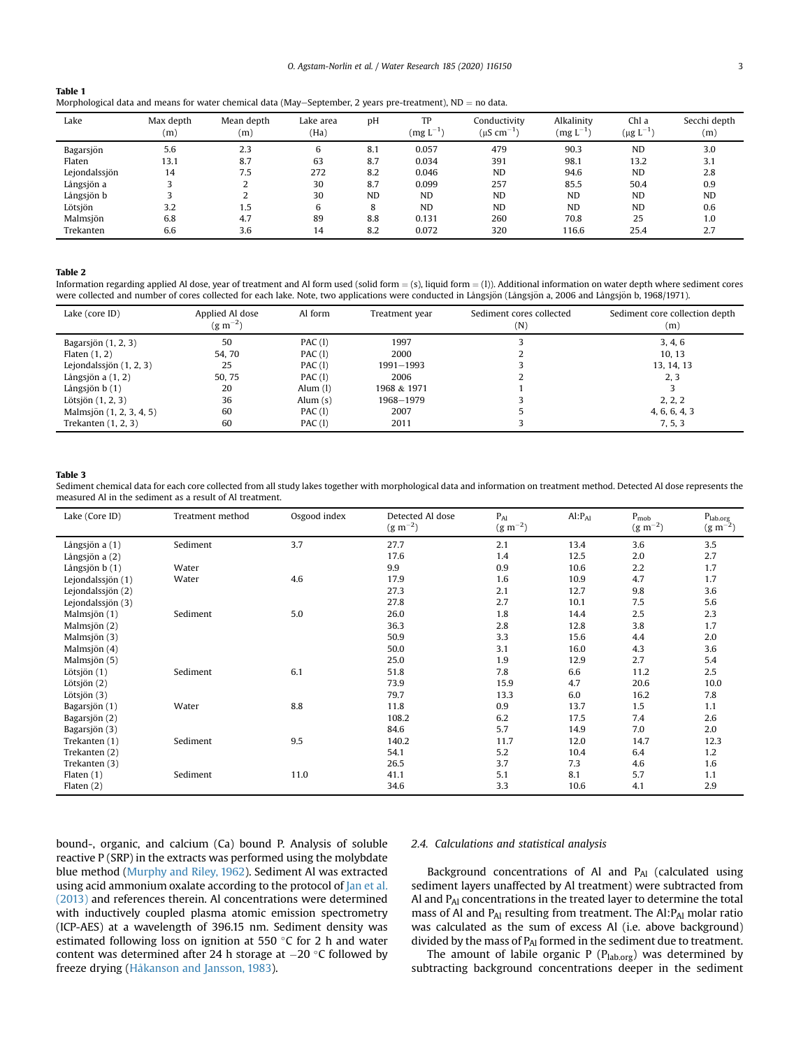**Table 1**
Morphological data and means for water chemical data (May–September, 2 years pre-treatment), ND = no data.

| Lake | Max depth (m) | Mean depth (m) | Lake area (Ha) | pH | TP ($mg\ L^{-1}$) | Conductivity ($\mu S\ cm^{-1}$) | Alkalinity ($mg\ L^{-1}$) | Chl a ($\mu g\ L^{-1}$) | Secchi depth (m) |
|---|---|---|---|---|---|---|---|---|---|
| Bagarsjön | 5.6 | 2.3 | 6 | 8.1 | 0.057 | 479 | 90.3 | ND | 3.0 |
| Flaten | 13.1 | 8.7 | 63 | 8.7 | 0.034 | 391 | 98.1 | 13.2 | 3.1 |
| Lejondalssjön | 14 | 7.5 | 272 | 8.2 | 0.046 | ND | 94.6 | ND | 2.8 |
| Långsjön a | 3 | 2 | 30 | 8.7 | 0.099 | 257 | 85.5 | 50.4 | 0.9 |
| Långsjön b | 3 | 2 | 30 | ND | ND | ND | ND | ND | ND |
| Lötsjön | 3.2 | 1.5 | 6 | 8 | ND | ND | ND | ND | 0.6 |
| Malmsjön | 6.8 | 4.7 | 89 | 8.8 | 0.131 | 260 | 70.8 | 25 | 1.0 |
| Trekanten | 6.6 | 3.6 | 14 | 8.2 | 0.072 | 320 | 116.6 | 25.4 | 2.7 |

**Table 2**
Information regarding applied Al dose, year of treatment and Al form used (solid form = (s), liquid form = (l)). Additional information on water depth where sediment cores were collected and number of cores collected for each lake. Note, two applications were conducted in Långsjön (Långsjön a, 2006 and Långsjön b, 1968/1971).

| Lake (core ID) | Applied Al dose ($g\ m^{-2}$) | Al form | Treatment year | Sediment cores collected (N) | Sediment core collection depth (m) |
|---|---|---|---|---|---|
| Bagarsjön (1, 2, 3) | 50 | PAC (l) | 1997 | 3 | 3, 4, 6 |
| Flaten (1, 2) | 54, 70 | PAC (l) | 2000 | 2 | 10, 13 |
| Lejondalssjön (1, 2, 3) | 25 | PAC (l) | 1991–1993 | 3 | 13, 14, 13 |
| Långsjön a (1, 2) | 50, 75 | PAC (l) | 2006 | 2 | 2, 3 |
| Långsjön b (1) | 20 | Alum (l) | 1968 & 1971 | 1 | 3 |
| Lötsjön (1, 2, 3) | 36 | Alum (s) | 1968–1979 | 3 | 2, 2, 2 |
| Malmsjön (1, 2, 3, 4, 5) | 60 | PAC (l) | 2007 | 5 | 4, 6, 6, 4, 3 |
| Trekanten (1, 2, 3) | 60 | PAC (l) | 2011 | 3 | 7, 5, 3 |

**Table 3**
Sediment chemical data for each core collected from all study lakes together with morphological data and information on treatment method. Detected Al dose represents the measured Al in the sediment as a result of Al treatment.

| Lake (Core ID) | Treatment method | Osgood index | Detected Al dose ($g\ m^{-2}$) | $P_{Al}$ ($g\ m^{-2}$) | $Al:P_{Al}$ | $P_{mob}$ ($g\ m^{-2}$) | $P_{lab.org}$ ($g\ m^{-2}$) |
|---|---|---|---|---|---|---|---|
| Långsjön a (1) | Sediment | 3.7 | 27.7 | 2.1 | 13.4 | 3.6 | 3.5 |
| Långsjön a (2) | | | 17.6 | 1.4 | 12.5 | 2.0 | 2.7 |
| Långsjön b (1) | Water | | 9.9 | 0.9 | 10.6 | 2.2 | 1.7 |
| Lejondalssjön (1) | Water | 4.6 | 17.9 | 1.6 | 10.9 | 4.7 | 1.7 |
| Lejondalssjön (2) | | | 27.3 | 2.1 | 12.7 | 9.8 | 3.6 |
| Lejondalssjön (3) | | | 27.8 | 2.7 | 10.1 | 7.5 | 5.6 |
| Malmsjön (1) | Sediment | 5.0 | 26.0 | 1.8 | 14.4 | 2.5 | 2.3 |
| Malmsjön (2) | | | 36.3 | 2.8 | 12.8 | 3.8 | 1.7 |
| Malmsjön (3) | | | 50.9 | 3.3 | 15.6 | 4.4 | 2.0 |
| Malmsjön (4) | | | 50.0 | 3.1 | 16.0 | 4.3 | 3.6 |
| Malmsjön (5) | | | 25.0 | 1.9 | 12.9 | 2.7 | 5.4 |
| Lötsjön (1) | Sediment | 6.1 | 51.8 | 7.8 | 6.6 | 11.2 | 2.5 |
| Lötsjön (2) | | | 73.9 | 15.9 | 4.7 | 20.6 | 10.0 |
| Lötsjön (3) | | | 79.7 | 13.3 | 6.0 | 16.2 | 7.8 |
| Bagarsjön (1) | Water | 8.8 | 11.8 | 0.9 | 13.7 | 1.5 | 1.1 |
| Bagarsjön (2) | | | 108.2 | 6.2 | 17.5 | 7.4 | 2.6 |
| Bagarsjön (3) | | | 84.6 | 5.7 | 14.9 | 7.0 | 2.0 |
| Trekanten (1) | Sediment | 9.5 | 140.2 | 11.7 | 12.0 | 14.7 | 12.3 |
| Trekanten (2) | | | 54.1 | 5.2 | 10.4 | 6.4 | 1.2 |
| Trekanten (3) | | | 26.5 | 3.7 | 7.3 | 4.6 | 1.6 |
| Flaten (1) | Sediment | 11.0 | 41.1 | 5.1 | 8.1 | 5.7 | 1.1 |
| Flaten (2) | | | 34.6 | 3.3 | 10.6 | 4.1 | 2.9 |

bound-, organic, and calcium (Ca) bound P. Analysis of soluble reactive P (SRP) in the extracts was performed using the molybdate blue method (Murphy and Riley, 1962). Sediment Al was extracted using acid ammonium oxalate according to the protocol of Jan et al. (2013) and references therein. Al concentrations were determined with inductively coupled plasma atomic emission spectrometry (ICP-AES) at a wavelength of 396.15 nm. Sediment density was estimated following loss on ignition at 550 °C for 2 h and water content was determined after 24 h storage at −20 °C followed by freeze drying (Håkanson and Jansson, 1983).

### 2.4. Calculations and statistical analysis

Background concentrations of Al and $P_{Al}$ (calculated using sediment layers unaffected by Al treatment) were subtracted from Al and $P_{Al}$ concentrations in the treated layer to determine the total mass of Al and $P_{Al}$ resulting from treatment. The $Al:P_{Al}$ molar ratio was calculated as the sum of excess Al (i.e. above background) divided by the mass of $P_{Al}$ formed in the sediment due to treatment.

The amount of labile organic P ($P_{lab.org}$) was determined by subtracting background concentrations deeper in the sediment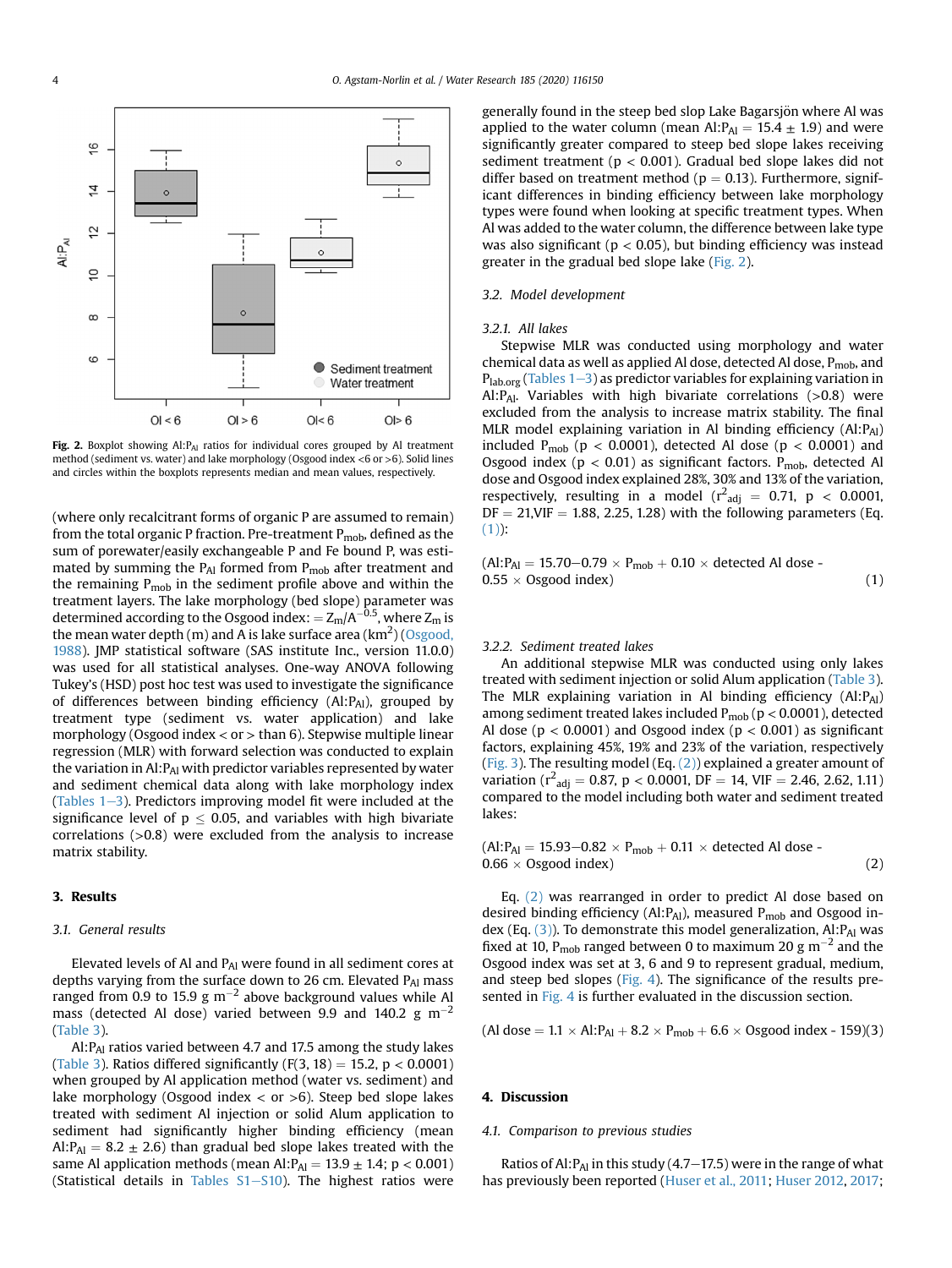Fig. 2. Boxplot showing Al:$P_{Al}$ ratios for individual cores grouped by Al treatment method (sediment vs. water) and lake morphology (Osgood index <6 or >6). Solid lines and circles within the boxplots represents median and mean values, respectively.

(where only recalcitrant forms of organic P are assumed to remain) from the total organic P fraction. Pre-treatment $P_{mob}$, defined as the sum of porewater/easily exchangeable P and Fe bound P, was estimated by summing the $P_{Al}$ formed from $P_{mob}$ after treatment and the remaining $P_{mob}$ in the sediment profile above and within the treatment layers. The lake morphology (bed slope) parameter was determined according to the Osgood index: $= Z_m/A^{-0.5}$, where $Z_m$ is the mean water depth (m) and A is lake surface area ($km^2$) (Osgood, 1988). JMP statistical software (SAS institute Inc., version 11.0.0) was used for all statistical analyses. One-way ANOVA following Tukey's (HSD) post hoc test was used to investigate the significance of differences between binding efficiency (Al:$P_{Al}$), grouped by treatment type (sediment vs. water application) and lake morphology (Osgood index < or > than 6). Stepwise multiple linear regression (MLR) with forward selection was conducted to explain the variation in Al:$P_{Al}$ with predictor variables represented by water and sediment chemical data along with lake morphology index (Tables 1–3). Predictors improving model fit were included at the significance level of $p \leq 0.05$, and variables with high bivariate correlations (>0.8) were excluded from the analysis to increase matrix stability.

## 3. Results

### 3.1. General results

Elevated levels of Al and $P_{Al}$ were found in all sediment cores at depths varying from the surface down to 26 cm. Elevated $P_{Al}$ mass ranged from 0.9 to 15.9 g $m^{-2}$ above background values while Al mass (detected Al dose) varied between 9.9 and 140.2 g $m^{-2}$ (Table 3).

Al:$P_{Al}$ ratios varied between 4.7 and 17.5 among the study lakes (Table 3). Ratios differed significantly ($F(3, 18) = 15.2$, $p < 0.0001$) when grouped by Al application method (water vs. sediment) and lake morphology (Osgood index < or >6). Steep bed slope lakes treated with sediment Al injection or solid Alum application to sediment had significantly higher binding efficiency (mean Al:$P_{Al} = 8.2 \pm 2.6$) than gradual bed slope lakes treated with the same Al application methods (mean Al:$P_{Al} = 13.9 \pm 1.4$; $p < 0.001$) (Statistical details in Tables S1–S10). The highest ratios were generally found in the steep bed slop Lake Bagarsjön where Al was applied to the water column (mean Al:$P_{Al} = 15.4 \pm 1.9$) and were significantly greater compared to steep bed slope lakes receiving sediment treatment ($p < 0.001$). Gradual bed slope lakes did not differ based on treatment method ($p = 0.13$). Furthermore, significant differences in binding efficiency between lake morphology types were found when looking at specific treatment types. When Al was added to the water column, the difference between lake type was also significant ($p < 0.05$), but binding efficiency was instead greater in the gradual bed slope lake (Fig. 2).

### 3.2. Model development

#### 3.2.1. All lakes

Stepwise MLR was conducted using morphology and water chemical data as well as applied Al dose, detected Al dose, $P_{mob}$, and $P_{lab.org}$ (Tables 1–3) as predictor variables for explaining variation in Al:$P_{Al}$. Variables with high bivariate correlations (>0.8) were excluded from the analysis to increase matrix stability. The final MLR model explaining variation in Al binding efficiency (Al:$P_{Al}$) included $P_{mob}$ ($p < 0.0001$), detected Al dose ($p < 0.0001$) and Osgood index ($p < 0.01$) as significant factors. $P_{mob}$, detected Al dose and Osgood index explained 28%, 30% and 13% of the variation, respectively, resulting in a model ($r^2_{adj} = 0.71$, $p < 0.0001$, DF = 21,VIF = 1.88, 2.25, 1.28) with the following parameters (Eq. (1)):

$$(\text{Al:}P_{Al} = 15.70 - 0.79 \times P_{mob} + 0.10 \times \text{detected Al dose} - 0.55 \times \text{Osgood index}) \quad (1)$$

#### 3.2.2. Sediment treated lakes

An additional stepwise MLR was conducted using only lakes treated with sediment injection or solid Alum application (Table 3). The MLR explaining variation in Al binding efficiency (Al:$P_{Al}$) among sediment treated lakes included $P_{mob}$ ($p < 0.0001$), detected Al dose ($p < 0.0001$) and Osgood index ($p < 0.001$) as significant factors, explaining 45%, 19% and 23% of the variation, respectively (Fig. 3). The resulting model (Eq. (2)) explained a greater amount of variation ($r^2_{adj} = 0.87$, $p < 0.0001$, DF = 14, VIF = 2.46, 2.62, 1.11) compared to the model including both water and sediment treated lakes:

$$(\text{Al:}P_{Al} = 15.93 - 0.82 \times P_{mob} + 0.11 \times \text{detected Al dose} - 0.66 \times \text{Osgood index}) \quad (2)$$

Eq. (2) was rearranged in order to predict Al dose based on desired binding efficiency (Al:$P_{Al}$), measured $P_{mob}$ and Osgood index (Eq. (3)). To demonstrate this model generalization, Al:$P_{Al}$ was fixed at 10, $P_{mob}$ ranged between 0 to maximum 20 g $m^{-2}$ and the Osgood index was set at 3, 6 and 9 to represent gradual, medium, and steep bed slopes (Fig. 4). The significance of the results presented in Fig. 4 is further evaluated in the discussion section.

$$(\text{Al dose} = 1.1 \times \text{Al:}P_{Al} + 8.2 \times P_{mob} + 6.6 \times \text{Osgood index} - 159) \quad (3)$$

## 4. Discussion

### 4.1. Comparison to previous studies

Ratios of Al:$P_{Al}$ in this study (4.7–17.5) were in the range of what has previously been reported (Huser et al., 2011; Huser 2012, 2017;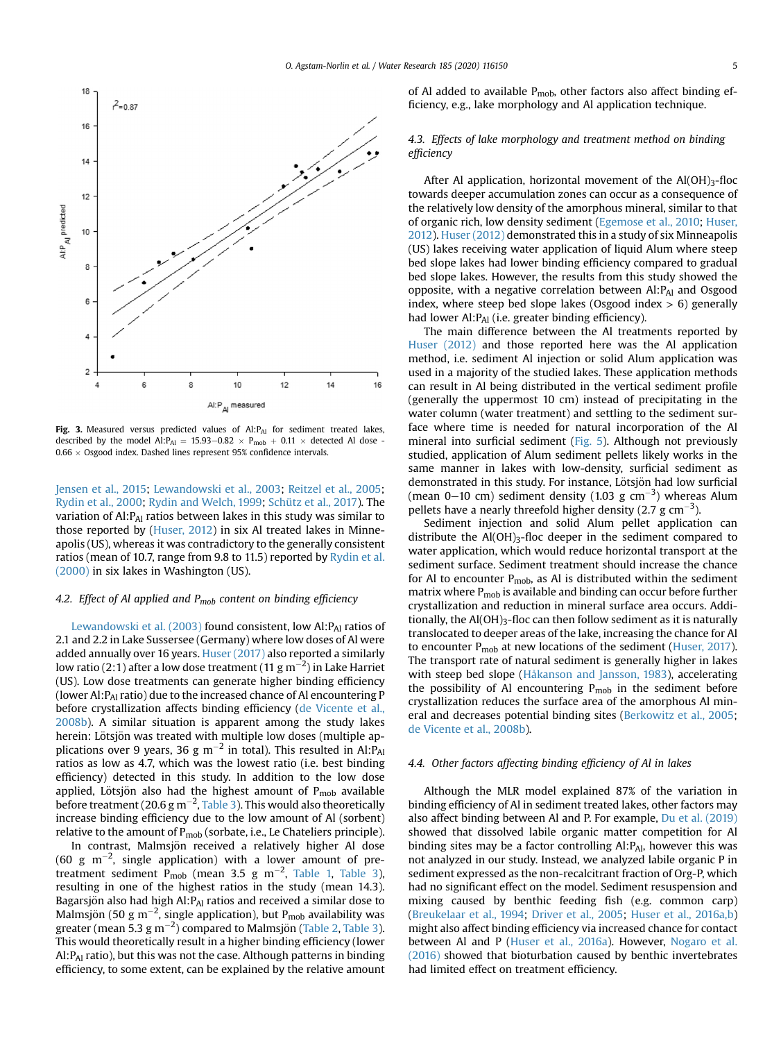Fig. 3. Measured versus predicted values of $Al:P_{Al}$ for sediment treated lakes, described by the model $Al:P_{Al} = 15.93 - 0.82 \times P_{mob} + 0.11 \times$ detected Al dose - $0.66 \times$ Osgood index. Dashed lines represent 95% confidence intervals.

Jensen et al., 2015; Lewandowski et al., 2003; Reitzel et al., 2005; Rydin et al., 2000; Rydin and Welch, 1999; Schütz et al., 2017). The variation of $Al:P_{Al}$ ratios between lakes in this study was similar to those reported by (Huser, 2012) in six Al treated lakes in Minneapolis (US), whereas it was contradictory to the generally consistent ratios (mean of 10.7, range from 9.8 to 11.5) reported by Rydin et al. (2000) in six lakes in Washington (US).

### 4.2. Effect of Al applied and $P_{mob}$ content on binding efficiency

Lewandowski et al. (2003) found consistent, low $Al:P_{Al}$ ratios of 2.1 and 2.2 in Lake Sussersee (Germany) where low doses of Al were added annually over 16 years. Huser (2017) also reported a similarly low ratio (2:1) after a low dose treatment (11 g $m^{-2}$) in Lake Harriet (US). Low dose treatments can generate higher binding efficiency (lower $Al:P_{Al}$ ratio) due to the increased chance of Al encountering P before crystallization affects binding efficiency (de Vicente et al., 2008b). A similar situation is apparent among the study lakes herein: Lötsjön was treated with multiple low doses (multiple applications over 9 years, 36 g $m^{-2}$ in total). This resulted in $Al:P_{Al}$ ratios as low as 4.7, which was the lowest ratio (i.e. best binding efficiency) detected in this study. In addition to the low dose applied, Lötsjön also had the highest amount of $P_{mob}$ available before treatment (20.6 g $m^{-2}$, Table 3). This would also theoretically increase binding efficiency due to the low amount of Al (sorbent) relative to the amount of $P_{mob}$ (sorbate, i.e., Le Chateliers principle).

In contrast, Malmsjön received a relatively higher Al dose (60 g $m^{-2}$, single application) with a lower amount of pre-treatment sediment $P_{mob}$ (mean 3.5 g $m^{-2}$, Table 1, Table 3), resulting in one of the highest ratios in the study (mean 14.3). Bagarsjön also had high $Al:P_{Al}$ ratios and received a similar dose to Malmsjön (50 g $m^{-2}$, single application), but $P_{mob}$ availability was greater (mean 5.3 g $m^{-2}$) compared to Malmsjön (Table 2, Table 3). This would theoretically result in a higher binding efficiency (lower $Al:P_{Al}$ ratio), but this was not the case. Although patterns in binding efficiency, to some extent, can be explained by the relative amount of Al added to available $P_{mob}$, other factors also affect binding efficiency, e.g., lake morphology and Al application technique.

### 4.3. Effects of lake morphology and treatment method on binding efficiency

After Al application, horizontal movement of the $Al(OH)_3$-floc towards deeper accumulation zones can occur as a consequence of the relatively low density of the amorphous mineral, similar to that of organic rich, low density sediment (Egemose et al., 2010; Huser, 2012). Huser (2012) demonstrated this in a study of six Minneapolis (US) lakes receiving water application of liquid Alum where steep bed slope lakes had lower binding efficiency compared to gradual bed slope lakes. However, the results from this study showed the opposite, with a negative correlation between $Al:P_{Al}$ and Osgood index, where steep bed slope lakes (Osgood index > 6) generally had lower $Al:P_{Al}$ (i.e. greater binding efficiency).

The main difference between the Al treatments reported by Huser (2012) and those reported here was the Al application method, i.e. sediment Al injection or solid Alum application was used in a majority of the studied lakes. These application methods can result in Al being distributed in the vertical sediment profile (generally the uppermost 10 cm) instead of precipitating in the water column (water treatment) and settling to the sediment surface where time is needed for natural incorporation of the Al mineral into surficial sediment (Fig. 5). Although not previously studied, application of Alum sediment pellets likely works in the same manner in lakes with low-density, surficial sediment as demonstrated in this study. For instance, Lötsjön had low surficial (mean 0–10 cm) sediment density (1.03 g $cm^{-3}$) whereas Alum pellets have a nearly threefold higher density (2.7 g $cm^{-3}$).

Sediment injection and solid Alum pellet application can distribute the $Al(OH)_3$-floc deeper in the sediment compared to water application, which would reduce horizontal transport at the sediment surface. Sediment treatment should increase the chance for Al to encounter $P_{mob}$, as Al is distributed within the sediment matrix where $P_{mob}$ is available and binding can occur before further crystallization and reduction in mineral surface area occurs. Additionally, the $Al(OH)_3$-floc can then follow sediment as it is naturally translocated to deeper areas of the lake, increasing the chance for Al to encounter $P_{mob}$ at new locations of the sediment (Huser, 2017). The transport rate of natural sediment is generally higher in lakes with steep bed slope (Håkanson and Jansson, 1983), accelerating the possibility of Al encountering $P_{mob}$ in the sediment before crystallization reduces the surface area of the amorphous Al mineral and decreases potential binding sites (Berkowitz et al., 2005; de Vicente et al., 2008b).

### 4.4. Other factors affecting binding efficiency of Al in lakes

Although the MLR model explained 87% of the variation in binding efficiency of Al in sediment treated lakes, other factors may also affect binding between Al and P. For example, Du et al. (2019) showed that dissolved labile organic matter competition for Al binding sites may be a factor controlling $Al:P_{Al}$, however this was not analyzed in our study. Instead, we analyzed labile organic P in sediment expressed as the non-recalcitrant fraction of Org-P, which had no significant effect on the model. Sediment resuspension and mixing caused by benthic feeding fish (e.g. common carp) (Breukelaar et al., 1994; Driver et al., 2005; Huser et al., 2016a,b) might also affect binding efficiency via increased chance for contact between Al and P (Huser et al., 2016a). However, Nogaro et al. (2016) showed that bioturbation caused by benthic invertebrates had limited effect on treatment efficiency.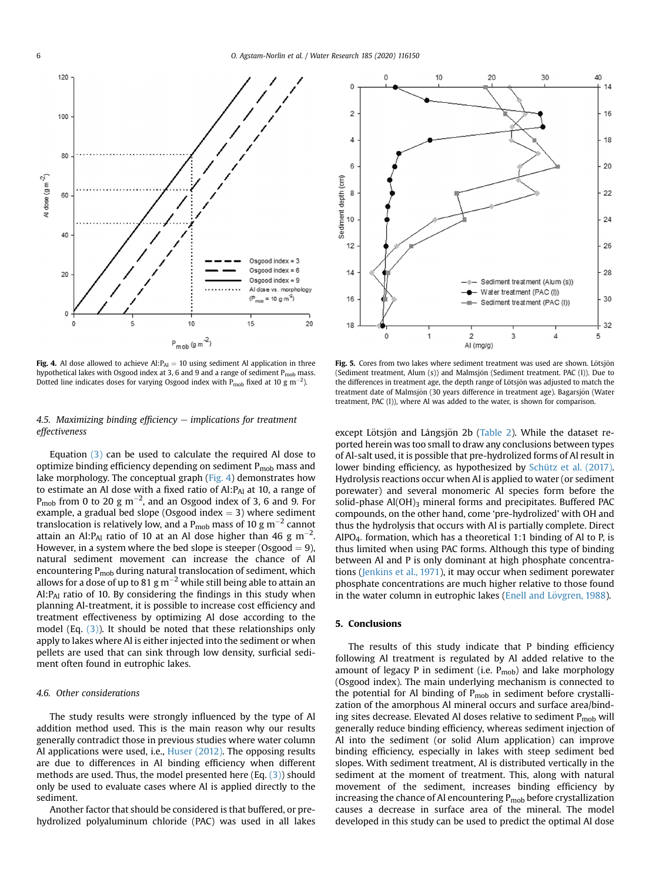**Fig. 4.** Al dose allowed to achieve Al:$P_{Al}$ = 10 using sediment Al application in three hypothetical lakes with Osgood index at 3, 6 and 9 and a range of sediment $P_{mob}$ mass. Dotted line indicates doses for varying Osgood index with $P_{mob}$ fixed at 10 g $m^{-2}$).

**Fig. 5.** Cores from two lakes where sediment treatment was used are shown. Lötsjön (Sediment treatment, Alum (s)) and Malmsjön (Sediment treatment. PAC (l)). Due to the differences in treatment age, the depth range of Lötsjön was adjusted to match the treatment date of Malmsjön (30 years difference in treatment age). Bagarsjön (Water treatment, PAC (l)), where Al was added to the water, is shown for comparison.

### *4.5. Maximizing binding efficiency − implications for treatment effectiveness*

Equation (3) can be used to calculate the required Al dose to optimize binding efficiency depending on sediment $P_{mob}$ mass and lake morphology. The conceptual graph (Fig. 4) demonstrates how to estimate an Al dose with a fixed ratio of Al:$P_{Al}$ at 10, a range of $P_{mob}$ from 0 to 20 g $m^{-2}$, and an Osgood index of 3, 6 and 9. For example, a gradual bed slope (Osgood index = 3) where sediment translocation is relatively low, and a $P_{mob}$ mass of 10 g $m^{-2}$ cannot attain an Al:$P_{Al}$ ratio of 10 at an Al dose higher than 46 g $m^{-2}$. However, in a system where the bed slope is steeper (Osgood = 9), natural sediment movement can increase the chance of Al encountering $P_{mob}$ during natural translocation of sediment, which allows for a dose of up to 81 g $m^{-2}$ while still being able to attain an Al:$P_{Al}$ ratio of 10. By considering the findings in this study when planning Al-treatment, it is possible to increase cost efficiency and treatment effectiveness by optimizing Al dose according to the model (Eq. (3)). It should be noted that these relationships only apply to lakes where Al is either injected into the sediment or when pellets are used that can sink through low density, surficial sediment often found in eutrophic lakes.

### *4.6. Other considerations*

The study results were strongly influenced by the type of Al addition method used. This is the main reason why our results generally contradict those in previous studies where water column Al applications were used, i.e., Huser (2012). The opposing results are due to differences in Al binding efficiency when different methods are used. Thus, the model presented here (Eq. (3)) should only be used to evaluate cases where Al is applied directly to the sediment.

Another factor that should be considered is that buffered, or pre-hydrolized polyaluminum chloride (PAC) was used in all lakes except Lötsjön and Långsjön 2b (Table 2). While the dataset reported herein was too small to draw any conclusions between types of Al-salt used, it is possible that pre-hydrolized forms of Al result in lower binding efficiency, as hypothesized by Schütz et al. (2017). Hydrolysis reactions occur when Al is applied to water (or sediment porewater) and several monomeric Al species form before the solid-phase $Al(OH)_3$ mineral forms and precipitates. Buffered PAC compounds, on the other hand, come 'pre-hydrolized' with OH and thus the hydrolysis that occurs with Al is partially complete. Direct $AlPO_4$- formation, which has a theoretical 1:1 binding of Al to P, is thus limited when using PAC forms. Although this type of binding between Al and P is only dominant at high phosphate concentrations (Jenkins et al., 1971), it may occur when sediment porewater phosphate concentrations are much higher relative to those found in the water column in eutrophic lakes (Enell and Lövgren, 1988).

## 5. Conclusions

The results of this study indicate that P binding efficiency following Al treatment is regulated by Al added relative to the amount of legacy P in sediment (i.e. $P_{mob}$) and lake morphology (Osgood index). The main underlying mechanism is connected to the potential for Al binding of $P_{mob}$ in sediment before crystallization of the amorphous Al mineral occurs and surface area/binding sites decrease. Elevated Al doses relative to sediment $P_{mob}$ will generally reduce binding efficiency, whereas sediment injection of Al into the sediment (or solid Alum application) can improve binding efficiency, especially in lakes with steep sediment bed slopes. With sediment treatment, Al is distributed vertically in the sediment at the moment of treatment. This, along with natural movement of the sediment, increases binding efficiency by increasing the chance of Al encountering $P_{mob}$ before crystallization causes a decrease in surface area of the mineral. The model developed in this study can be used to predict the optimal Al dose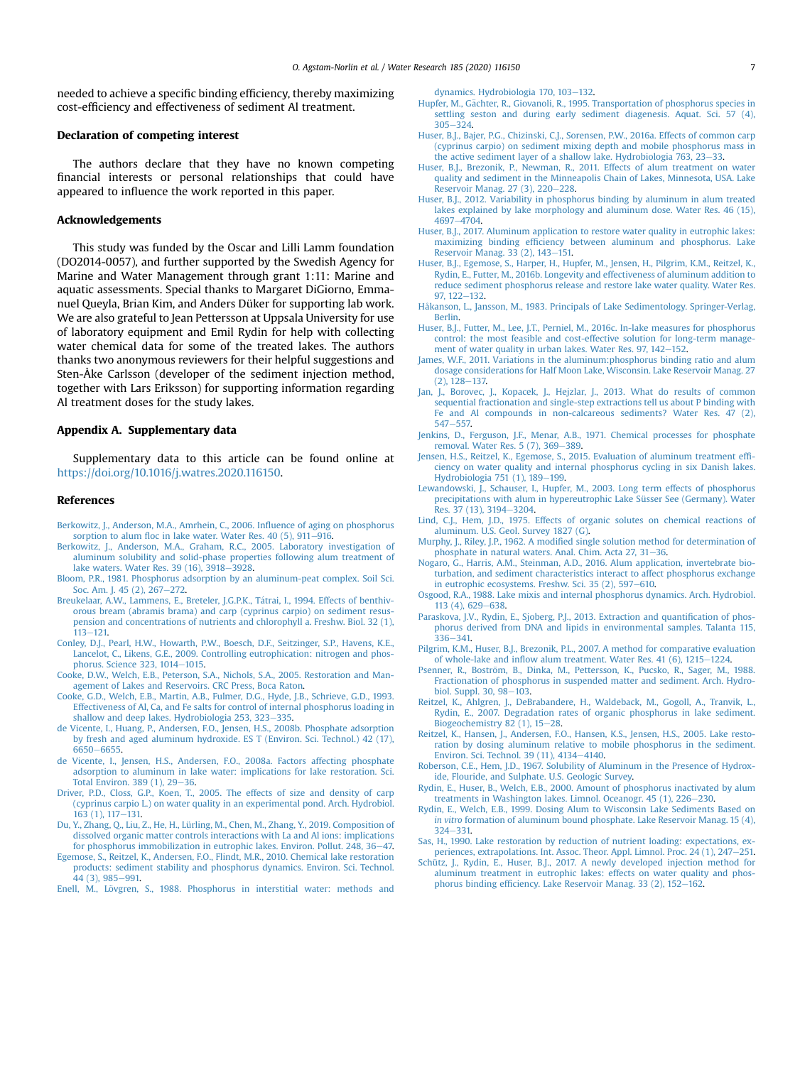needed to achieve a specific binding efficiency, thereby maximizing cost-efficiency and effectiveness of sediment Al treatment.

## Declaration of competing interest

The authors declare that they have no known competing financial interests or personal relationships that could have appeared to influence the work reported in this paper.

## Acknowledgements

This study was funded by the Oscar and Lilli Lamm foundation (DO2014-0057), and further supported by the Swedish Agency for Marine and Water Management through grant 1:11: Marine and aquatic assessments. Special thanks to Margaret DiGiorno, Emmanuel Queyla, Brian Kim, and Anders Düker for supporting lab work. We are also grateful to Jean Pettersson at Uppsala University for use of laboratory equipment and Emil Rydin for help with collecting water chemical data for some of the treated lakes. The authors thanks two anonymous reviewers for their helpful suggestions and Sten-Åke Carlsson (developer of the sediment injection method, together with Lars Eriksson) for supporting information regarding Al treatment doses for the study lakes.

## Appendix A. Supplementary data

Supplementary data to this article can be found online at https://doi.org/10.1016/j.watres.2020.116150.

## References

Berkowitz, J., Anderson, M.A., Amrhein, C., 2006. Influence of aging on phosphorus sorption to alum floc in lake water. Water Res. 40 (5), 911–916.

Berkowitz, J., Anderson, M.A., Graham, R.C., 2005. Laboratory investigation of aluminum solubility and solid-phase properties following alum treatment of lake waters. Water Res. 39 (16), 3918–3928.

Bloom, P.R., 1981. Phosphorus adsorption by an aluminum-peat complex. Soil Sci. Soc. Am. J. 45 (2), 267–272.

Breukelaar, A.W., Lammens, E., Breteler, J.G.P.K., Tátrai, I., 1994. Effects of benthivorous bream (abramis brama) and carp (cyprinus carpio) on sediment resuspension and concentrations of nutrients and chlorophyll a. Freshw. Biol. 32 (1), 113–121.

Conley, D.J., Pearl, H.W., Howarth, P.W., Boesch, D.F., Seitzinger, S.P., Havens, K.E., Lancelot, C., Likens, G.E., 2009. Controlling eutrophication: nitrogen and phosphorus. Science 323, 1014–1015.

Cooke, D.W., Welch, E.B., Peterson, S.A., Nichols, S.A., 2005. Restoration and Management of Lakes and Reservoirs. CRC Press, Boca Raton.

Cooke, G.D., Welch, E.B., Martin, A.B., Fulmer, D.G., Hyde, J.B., Schrieve, G.D., 1993. Effectiveness of Al, Ca, and Fe salts for control of internal phosphorus loading in shallow and deep lakes. Hydrobiologia 253, 323–335.

de Vicente, I., Huang, P., Andersen, F.O., Jensen, H.S., 2008b. Phosphate adsorption by fresh and aged aluminum hydroxide. ES T (Environ. Sci. Technol.) 42 (17), 6650–6655.

de Vicente, I., Jensen, H.S., Andersen, F.O., 2008a. Factors affecting phosphate adsorption to aluminum in lake water: implications for lake restoration. Sci. Total Environ. 389 (1), 29–36.

Driver, P.D., Closs, G.P., Koen, T., 2005. The effects of size and density of carp (cyprinus carpio L.) on water quality in an experimental pond. Arch. Hydrobiol. 163 (1), 117–131.

Du, Y., Zhang, Q., Liu, Z., He, H., Lürling, M., Chen, M., Zhang, Y., 2019. Composition of dissolved organic matter controls interactions with La and Al ions: implications for phosphorus immobilization in eutrophic lakes. Environ. Pollut. 248, 36–47.

Egemose, S., Reitzel, K., Andersen, F.O., Flindt, M.R., 2010. Chemical lake restoration products: sediment stability and phosphorus dynamics. Environ. Sci. Technol. 44 (3), 985–991.

Enell, M., Lövgren, S., 1988. Phosphorus in interstitial water: methods and dynamics. Hydrobiologia 170, 103–132.

Hupfer, M., Gächter, R., Giovanoli, R., 1995. Transportation of phosphorus species in settling seston and during early sediment diagenesis. Aquat. Sci. 57 (4), 305–324.

Huser, B.J., Bajer, P.G., Chizinski, C.J., Sorensen, P.W., 2016a. Effects of common carp (cyprinus carpio) on sediment mixing depth and mobile phosphorus mass in the active sediment layer of a shallow lake. Hydrobiologia 763, 23–33.

Huser, B.J., Brezonik, P., Newman, R., 2011. Effects of alum treatment on water quality and sediment in the Minneapolis Chain of Lakes, Minnesota, USA. Lake Reservoir Manag. 27 (3), 220–228.

Huser, B.J., 2012. Variability in phosphorus binding by aluminum in alum treated lakes explained by lake morphology and aluminum dose. Water Res. 46 (15), 4697–4704.

Huser, B.J., 2017. Aluminum application to restore water quality in eutrophic lakes: maximizing binding efficiency between aluminum and phosphorus. Lake Reservoir Manag. 33 (2), 143–151.

Huser, B.J., Egemose, S., Harper, H., Hupfer, M., Jensen, H., Pilgrim, K.M., Reitzel, K., Rydin, E., Futter, M., 2016b. Longevity and effectiveness of aluminum addition to reduce sediment phosphorus release and restore lake water quality. Water Res. 97, 122–132.

Håkanson, L., Jansson, M., 1983. Principals of Lake Sedimentology. Springer-Verlag, Berlin.

Huser, B.J., Futter, M., Lee, J.T., Perniel, M., 2016c. In-lake measures for phosphorus control: the most feasible and cost-effective solution for long-term management of water quality in urban lakes. Water Res. 97, 142–152.

James, W.F., 2011. Variations in the aluminum:phosphorus binding ratio and alum dosage considerations for Half Moon Lake, Wisconsin. Lake Reservoir Manag. 27 (2), 128–137.

Jan, J., Borovec, J., Kopacek, J., Hejzlar, J., 2013. What do results of common sequential fractionation and single-step extractions tell us about P binding with Fe and Al compounds in non-calcareous sediments? Water Res. 47 (2), 547–557.

Jenkins, D., Ferguson, J.F., Menar, A.B., 1971. Chemical processes for phosphate removal. Water Res. 5 (7), 369–389.

Jensen, H.S., Reitzel, K., Egemose, S., 2015. Evaluation of aluminum treatment efficiency on water quality and internal phosphorus cycling in six Danish lakes. Hydrobiologia 751 (1), 189–199.

Lewandowski, J., Schauser, I., Hupfer, M., 2003. Long term effects of phosphorus precipitations with alum in hypereutrophic Lake Süsser See (Germany). Water Res. 37 (13), 3194–3204.

Lind, C.J., Hem, J.D., 1975. Effects of organic solutes on chemical reactions of aluminum. U.S. Geol. Survey 1827 (G).

Murphy, J., Riley, J.P., 1962. A modified single solution method for determination of phosphate in natural waters. Anal. Chim. Acta 27, 31–36.

Nogaro, G., Harris, A.M., Steinman, A.D., 2016. Alum application, invertebrate bioturbation, and sediment characteristics interact to affect phosphorus exchange in eutrophic ecosystems. Freshw. Sci. 35 (2), 597–610.

Osgood, R.A., 1988. Lake mixis and internal phosphorus dynamics. Arch. Hydrobiol. 113 (4), 629–638.

Paraskova, J.V., Rydin, E., Sjoberg, P.J., 2013. Extraction and quantification of phosphorus derived from DNA and lipids in environmental samples. Talanta 115, 336–341.

Pilgrim, K.M., Huser, B.J., Brezonik, P.L., 2007. A method for comparative evaluation of whole-lake and inflow alum treatment. Water Res. 41 (6), 1215–1224.

Psenner, R., Boström, B., Dinka, M., Pettersson, K., Pucsko, R., Sager, M., 1988. Fractionation of phosphorus in suspended matter and sediment. Arch. Hydrobiol. Suppl. 30, 98–103.

Reitzel, K., Ahlgren, J., DeBrabandere, H., Waldeback, M., Gogoll, A., Tranvik, L., Rydin, E., 2007. Degradation rates of organic phosphorus in lake sediment. Biogeochemistry 82 (1), 15–28.

Reitzel, K., Hansen, J., Andersen, F.O., Hansen, K.S., Jensen, H.S., 2005. Lake restoration by dosing aluminum relative to mobile phosphorus in the sediment. Environ. Sci. Technol. 39 (11), 4134–4140.

Roberson, C.E., Hem, J.D., 1967. Solubility of Aluminum in the Presence of Hydroxide, Flouride, and Sulphate. U.S. Geologic Survey.

Rydin, E., Huser, B., Welch, E.B., 2000. Amount of phosphorus inactivated by alum treatments in Washington lakes. Limnol. Oceanogr. 45 (1), 226–230.

Rydin, E., Welch, E.B., 1999. Dosing Alum to Wisconsin Lake Sediments Based on *in vitro* formation of aluminum bound phosphate. Lake Reservoir Manag. 15 (4), 324–331.

Sas, H., 1990. Lake restoration by reduction of nutrient loading: expectations, experiences, extrapolations. Int. Assoc. Theor. Appl. Limnol. Proc. 24 (1), 247–251.

Schütz, J., Rydin, E., Huser, B.J., 2017. A newly developed injection method for aluminum treatment in eutrophic lakes: effects on water quality and phosphorus binding efficiency. Lake Reservoir Manag. 33 (2), 152–162.